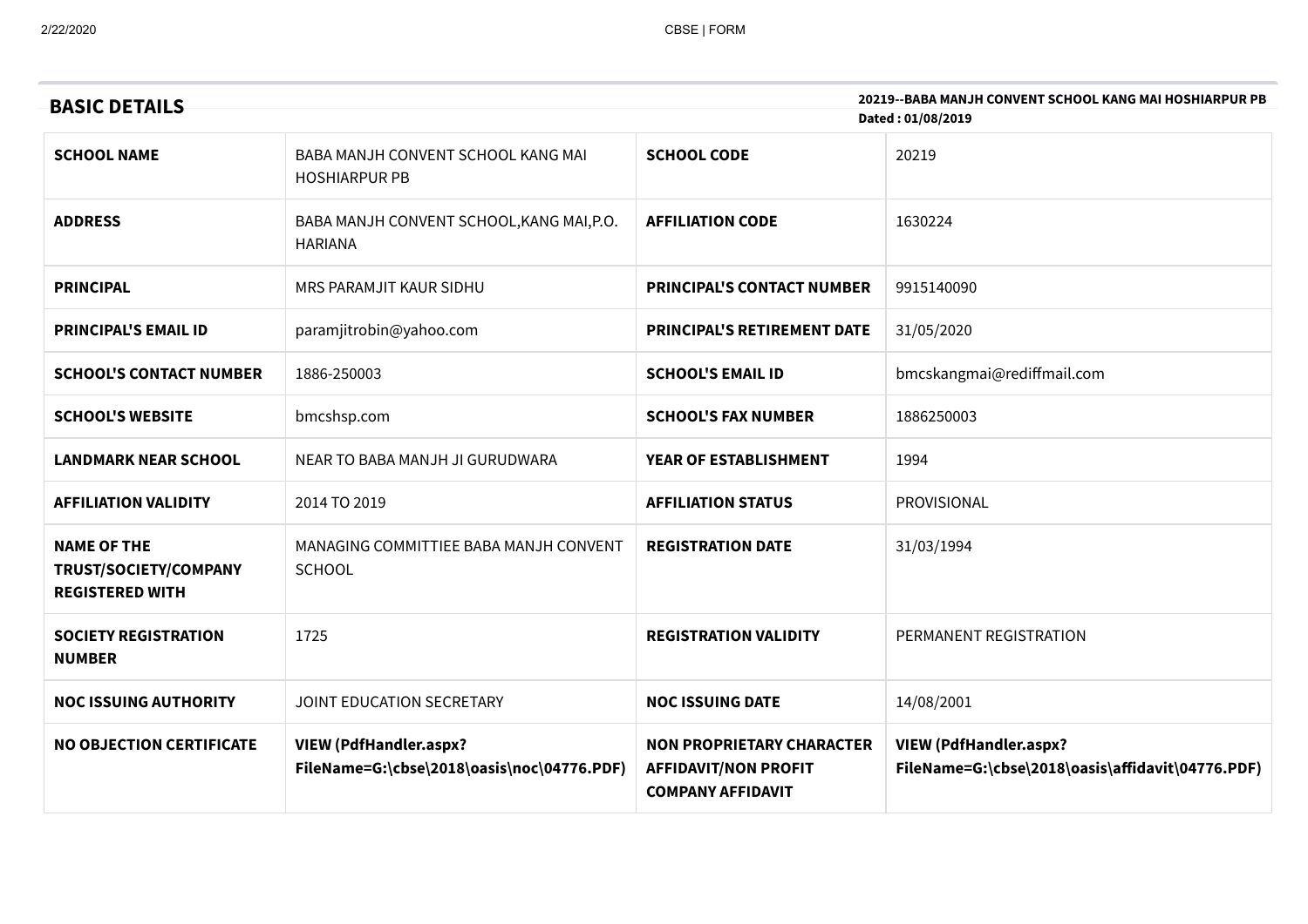## BASIC DETAILS

**20219--BABA MANJH CONVENT SCHOOL KANG MAI HOSHIARPUR PB**
**Dated : 01/08/2019**

| | | | |
|---|---|---|---|
| **SCHOOL NAME** | BABA MANJH CONVENT SCHOOL KANG MAI HOSHIARPUR PB | **SCHOOL CODE** | 20219 |
| **ADDRESS** | BABA MANJH CONVENT SCHOOL,KANG MAI,P.O. HARIANA | **AFFILIATION CODE** | 1630224 |
| **PRINCIPAL** | MRS PARAMJIT KAUR SIDHU | **PRINCIPAL'S CONTACT NUMBER** | 9915140090 |
| **PRINCIPAL'S EMAIL ID** | paramjitrobin@yahoo.com | **PRINCIPAL'S RETIREMENT DATE** | 31/05/2020 |
| **SCHOOL'S CONTACT NUMBER** | 1886-250003 | **SCHOOL'S EMAIL ID** | bmcskangmai@rediffmail.com |
| **SCHOOL'S WEBSITE** | bmcshsp.com | **SCHOOL'S FAX NUMBER** | 1886250003 |
| **LANDMARK NEAR SCHOOL** | NEAR TO BABA MANJH JI GURUDWARA | **YEAR OF ESTABLISHMENT** | 1994 |
| **AFFILIATION VALIDITY** | 2014 TO 2019 | **AFFILIATION STATUS** | PROVISIONAL |
| **NAME OF THE TRUST/SOCIETY/COMPANY REGISTERED WITH** | MANAGING COMMITTIEE BABA MANJH CONVENT SCHOOL | **REGISTRATION DATE** | 31/03/1994 |
| **SOCIETY REGISTRATION NUMBER** | 1725 | **REGISTRATION VALIDITY** | PERMANENT REGISTRATION |
| **NOC ISSUING AUTHORITY** | JOINT EDUCATION SECRETARY | **NOC ISSUING DATE** | 14/08/2001 |
| **NO OBJECTION CERTIFICATE** | **VIEW (PdfHandler.aspx?FileName=G:\cbse\2018\oasis\noc\04776.PDF)** | **NON PROPRIETARY CHARACTER AFFIDAVIT/NON PROFIT COMPANY AFFIDAVIT** | **VIEW (PdfHandler.aspx?FileName=G:\cbse\2018\oasis\affidavit\04776.PDF)** |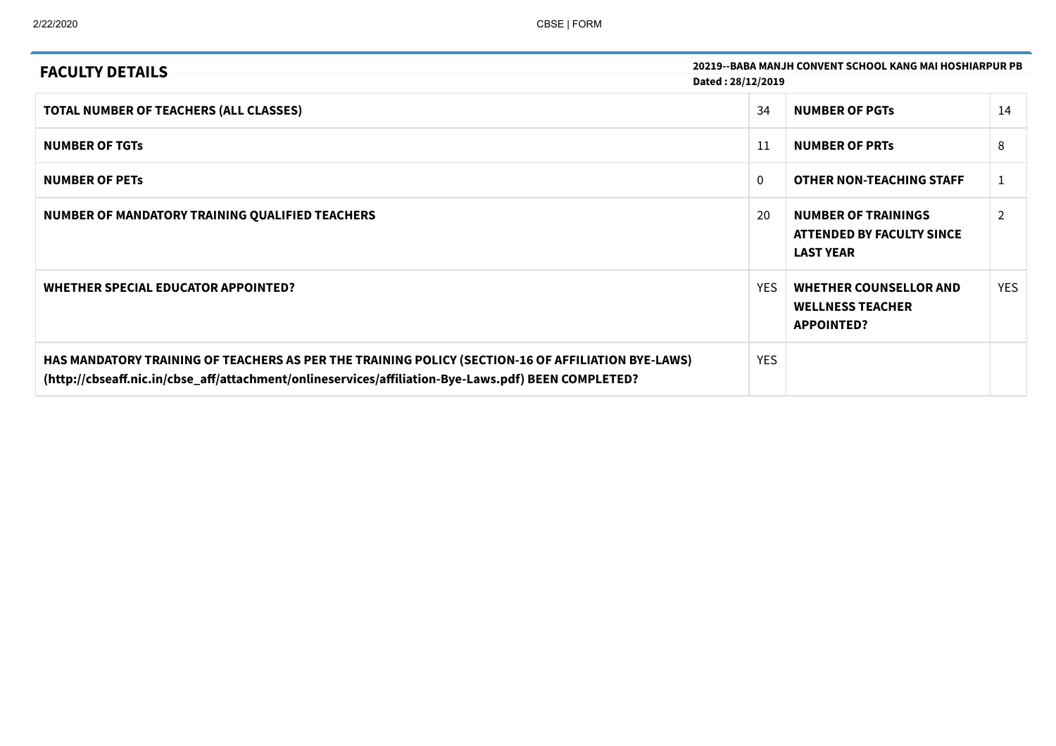## FACULTY DETAILS

**20219--BABA MANJH CONVENT SCHOOL KANG MAI HOSHIARPUR PB**
**Dated : 28/12/2019**

| | | | |
|---|---|---|---|
| **TOTAL NUMBER OF TEACHERS (ALL CLASSES)** | 34 | **NUMBER OF PGTs** | 14 |
| **NUMBER OF TGTs** | 11 | **NUMBER OF PRTs** | 8 |
| **NUMBER OF PETs** | 0 | **OTHER NON-TEACHING STAFF** | 1 |
| **NUMBER OF MANDATORY TRAINING QUALIFIED TEACHERS** | 20 | **NUMBER OF TRAININGS ATTENDED BY FACULTY SINCE LAST YEAR** | 2 |
| **WHETHER SPECIAL EDUCATOR APPOINTED?** | YES | **WHETHER COUNSELLOR AND WELLNESS TEACHER APPOINTED?** | YES |
| **HAS MANDATORY TRAINING OF TEACHERS AS PER THE TRAINING POLICY (SECTION-16 OF AFFILIATION BYE-LAWS) (http://cbseaff.nic.in/cbse_aff/attachment/onlineservices/affiliation-Bye-Laws.pdf) BEEN COMPLETED?** | YES | | |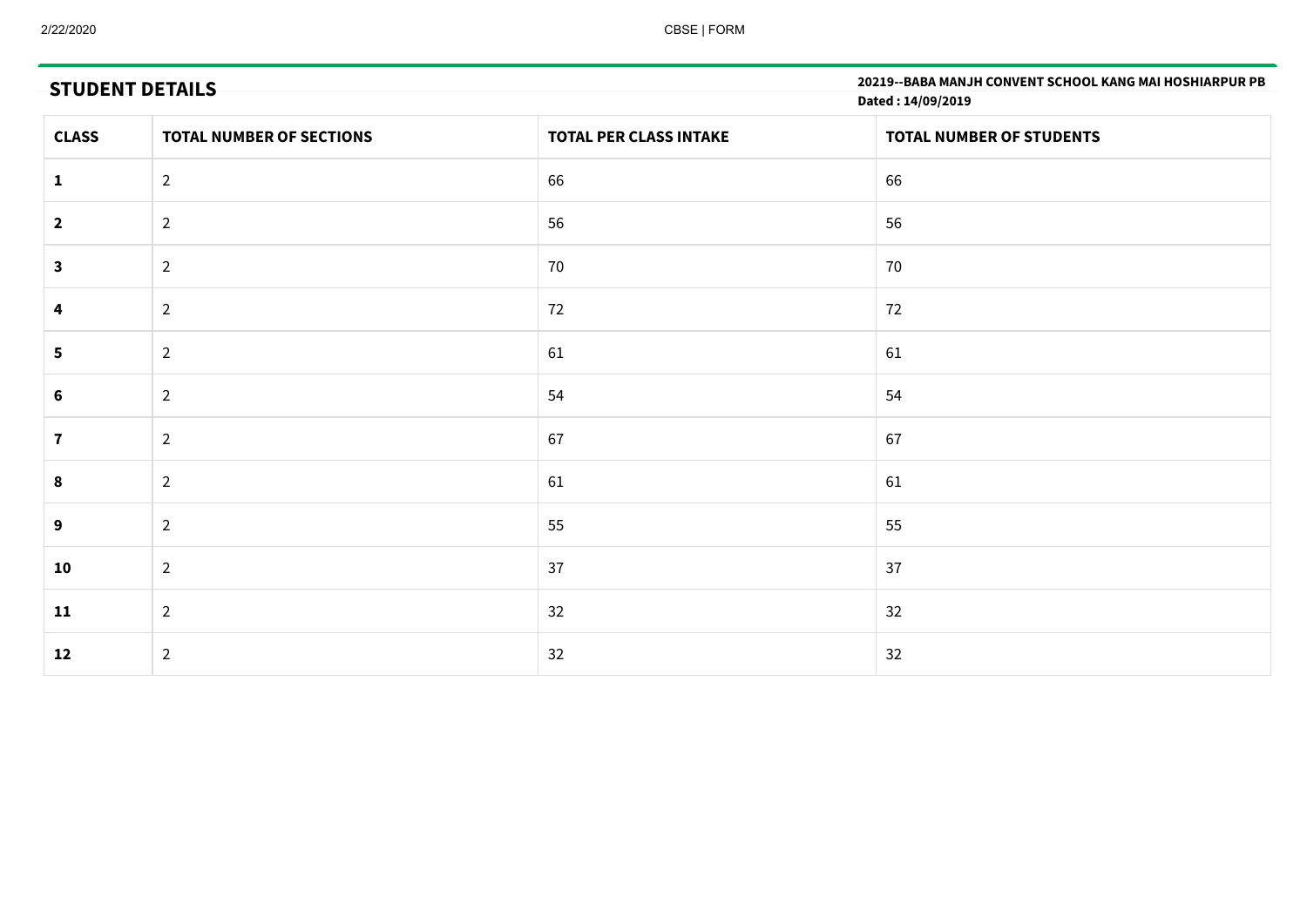## STUDENT DETAILS

**20219--BABA MANJH CONVENT SCHOOL KANG MAI HOSHIARPUR PB**
**Dated : 14/09/2019**

| CLASS | TOTAL NUMBER OF SECTIONS | TOTAL PER CLASS INTAKE | TOTAL NUMBER OF STUDENTS |
|---|---|---|---|
| **1** | 2 | 66 | 66 |
| **2** | 2 | 56 | 56 |
| **3** | 2 | 70 | 70 |
| **4** | 2 | 72 | 72 |
| **5** | 2 | 61 | 61 |
| **6** | 2 | 54 | 54 |
| **7** | 2 | 67 | 67 |
| **8** | 2 | 61 | 61 |
| **9** | 2 | 55 | 55 |
| **10** | 2 | 37 | 37 |
| **11** | 2 | 32 | 32 |
| **12** | 2 | 32 | 32 |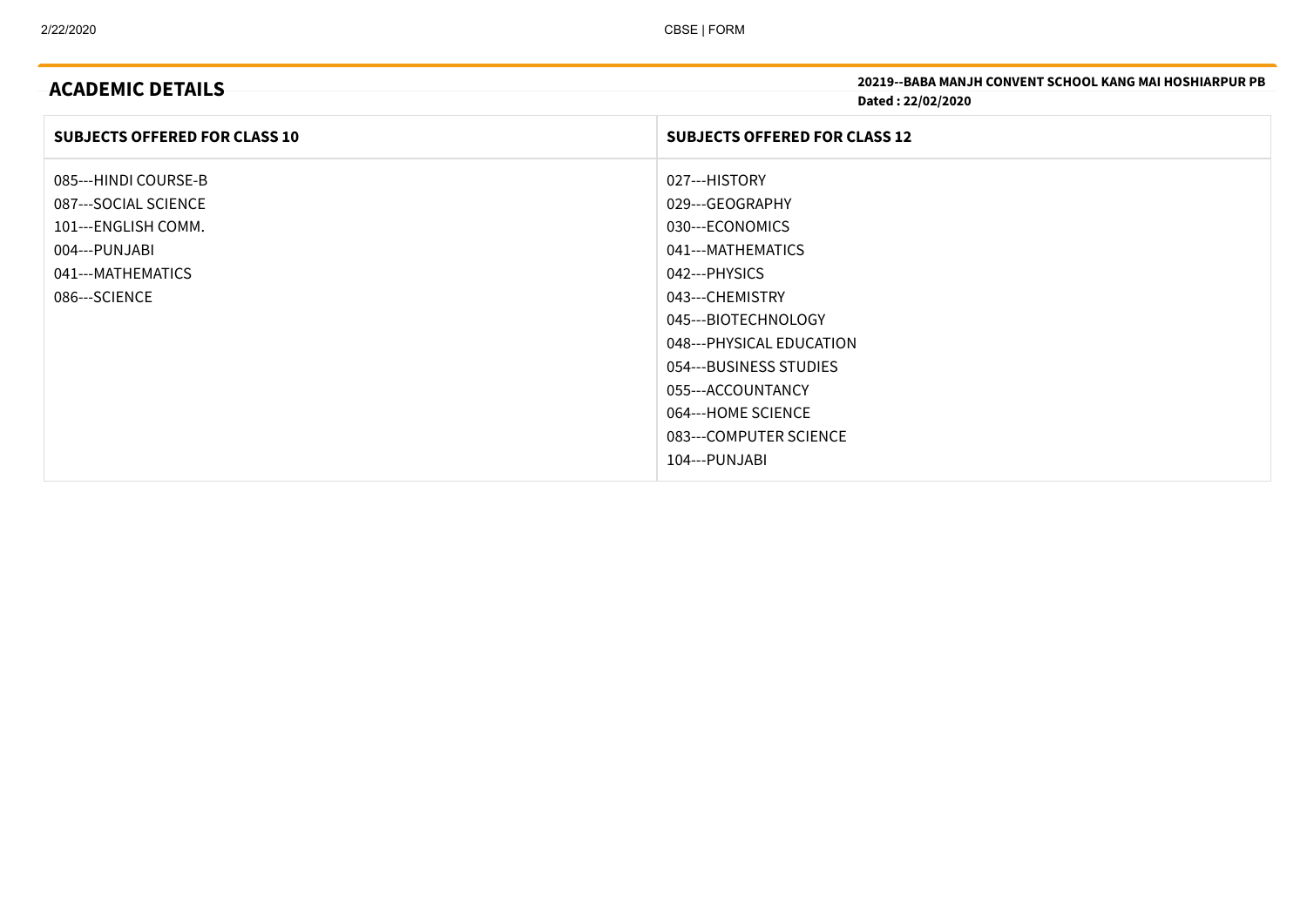## ACADEMIC DETAILS

**20219--BABA MANJH CONVENT SCHOOL KANG MAI HOSHIARPUR PB**
**Dated : 22/02/2020**

| SUBJECTS OFFERED FOR CLASS 10 | SUBJECTS OFFERED FOR CLASS 12 |
|---|---|
| 085---HINDI COURSE-B | 027---HISTORY |
| 087---SOCIAL SCIENCE | 029---GEOGRAPHY |
| 101---ENGLISH COMM. | 030---ECONOMICS |
| 004---PUNJABI | 041---MATHEMATICS |
| 041---MATHEMATICS | 042---PHYSICS |
| 086---SCIENCE | 043---CHEMISTRY |
| | 045---BIOTECHNOLOGY |
| | 048---PHYSICAL EDUCATION |
| | 054---BUSINESS STUDIES |
| | 055---ACCOUNTANCY |
| | 064---HOME SCIENCE |
| | 083---COMPUTER SCIENCE |
| | 104---PUNJABI |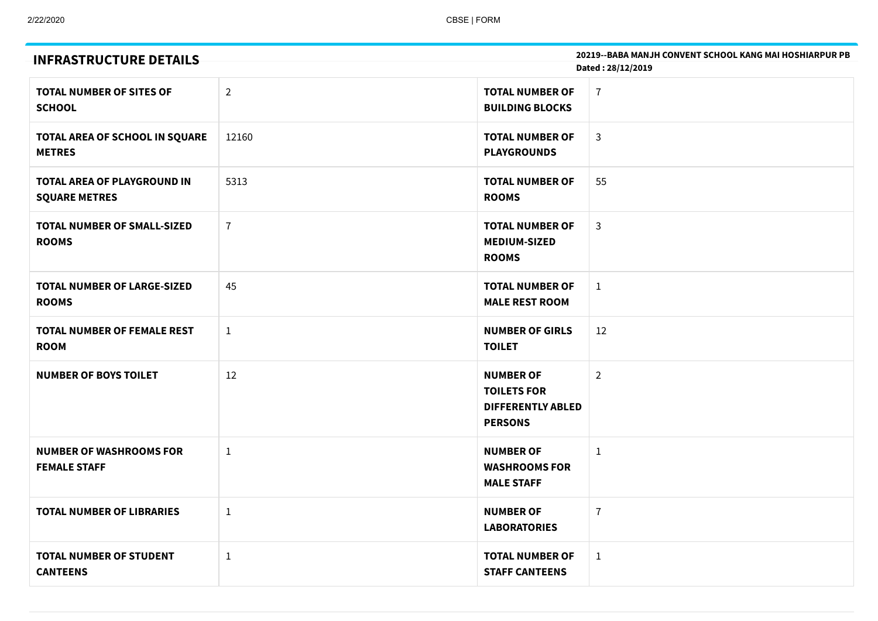## INFRASTRUCTURE DETAILS

**20219--BABA MANJH CONVENT SCHOOL KANG MAI HOSHIARPUR PB**
**Dated : 28/12/2019**

| | | | |
|---|---|---|---|
| **TOTAL NUMBER OF SITES OF SCHOOL** | 2 | **TOTAL NUMBER OF BUILDING BLOCKS** | 7 |
| **TOTAL AREA OF SCHOOL IN SQUARE METRES** | 12160 | **TOTAL NUMBER OF PLAYGROUNDS** | 3 |
| **TOTAL AREA OF PLAYGROUND IN SQUARE METRES** | 5313 | **TOTAL NUMBER OF ROOMS** | 55 |
| **TOTAL NUMBER OF SMALL-SIZED ROOMS** | 7 | **TOTAL NUMBER OF MEDIUM-SIZED ROOMS** | 3 |
| **TOTAL NUMBER OF LARGE-SIZED ROOMS** | 45 | **TOTAL NUMBER OF MALE REST ROOM** | 1 |
| **TOTAL NUMBER OF FEMALE REST ROOM** | 1 | **NUMBER OF GIRLS TOILET** | 12 |
| **NUMBER OF BOYS TOILET** | 12 | **NUMBER OF TOILETS FOR DIFFERENTLY ABLED PERSONS** | 2 |
| **NUMBER OF WASHROOMS FOR FEMALE STAFF** | 1 | **NUMBER OF WASHROOMS FOR MALE STAFF** | 1 |
| **TOTAL NUMBER OF LIBRARIES** | 1 | **NUMBER OF LABORATORIES** | 7 |
| **TOTAL NUMBER OF STUDENT CANTEENS** | 1 | **TOTAL NUMBER OF STAFF CANTEENS** | 1 |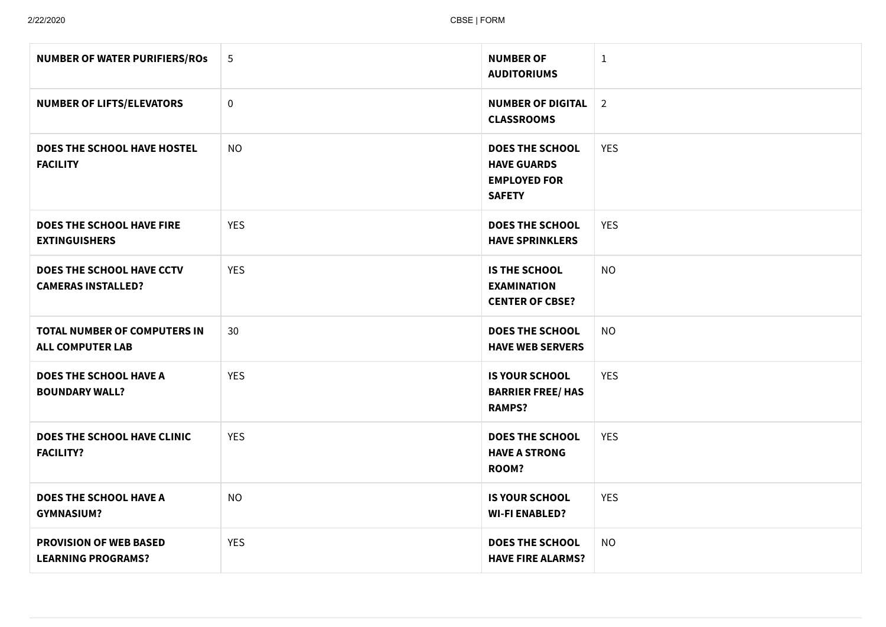| | | | |
|---|---|---|---|
| **NUMBER OF WATER PURIFIERS/ROs** | 5 | **NUMBER OF AUDITORIUMS** | 1 |
| **NUMBER OF LIFTS/ELEVATORS** | 0 | **NUMBER OF DIGITAL CLASSROOMS** | 2 |
| **DOES THE SCHOOL HAVE HOSTEL FACILITY** | NO | **DOES THE SCHOOL HAVE GUARDS EMPLOYED FOR SAFETY** | YES |
| **DOES THE SCHOOL HAVE FIRE EXTINGUISHERS** | YES | **DOES THE SCHOOL HAVE SPRINKLERS** | YES |
| **DOES THE SCHOOL HAVE CCTV CAMERAS INSTALLED?** | YES | **IS THE SCHOOL EXAMINATION CENTER OF CBSE?** | NO |
| **TOTAL NUMBER OF COMPUTERS IN ALL COMPUTER LAB** | 30 | **DOES THE SCHOOL HAVE WEB SERVERS** | NO |
| **DOES THE SCHOOL HAVE A BOUNDARY WALL?** | YES | **IS YOUR SCHOOL BARRIER FREE/ HAS RAMPS?** | YES |
| **DOES THE SCHOOL HAVE CLINIC FACILITY?** | YES | **DOES THE SCHOOL HAVE A STRONG ROOM?** | YES |
| **DOES THE SCHOOL HAVE A GYMNASIUM?** | NO | **IS YOUR SCHOOL WI-FI ENABLED?** | YES |
| **PROVISION OF WEB BASED LEARNING PROGRAMS?** | YES | **DOES THE SCHOOL HAVE FIRE ALARMS?** | NO |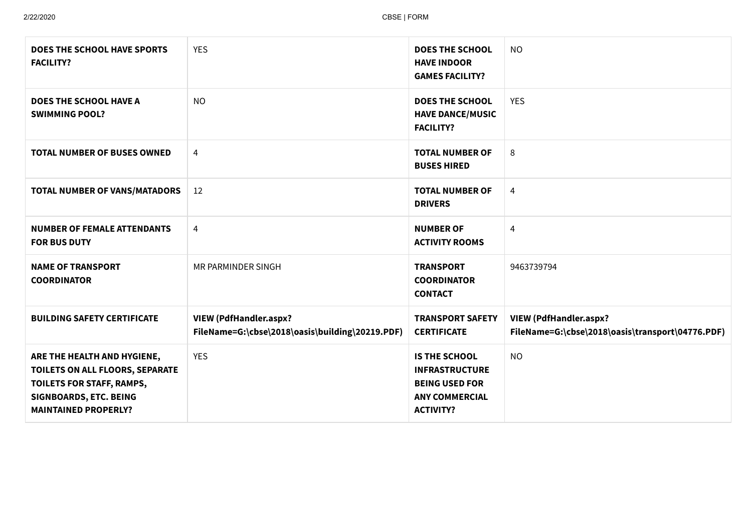| **DOES THE SCHOOL HAVE SPORTS FACILITY?** | YES | **DOES THE SCHOOL HAVE INDOOR GAMES FACILITY?** | NO |
|---|---|---|---|
| **DOES THE SCHOOL HAVE A SWIMMING POOL?** | NO | **DOES THE SCHOOL HAVE DANCE/MUSIC FACILITY?** | YES |
| **TOTAL NUMBER OF BUSES OWNED** | 4 | **TOTAL NUMBER OF BUSES HIRED** | 8 |
| **TOTAL NUMBER OF VANS/MATADORS** | 12 | **TOTAL NUMBER OF DRIVERS** | 4 |
| **NUMBER OF FEMALE ATTENDANTS FOR BUS DUTY** | 4 | **NUMBER OF ACTIVITY ROOMS** | 4 |
| **NAME OF TRANSPORT COORDINATOR** | MR PARMINDER SINGH | **TRANSPORT COORDINATOR CONTACT** | 9463739794 |
| **BUILDING SAFETY CERTIFICATE** | **VIEW (PdfHandler.aspx?FileName=G:\cbse\2018\oasis\building\20219.PDF)** | **TRANSPORT SAFETY CERTIFICATE** | **VIEW (PdfHandler.aspx?FileName=G:\cbse\2018\oasis\transport\04776.PDF)** |
| **ARE THE HEALTH AND HYGIENE, TOILETS ON ALL FLOORS, SEPARATE TOILETS FOR STAFF, RAMPS, SIGNBOARDS, ETC. BEING MAINTAINED PROPERLY?** | YES | **IS THE SCHOOL INFRASTRUCTURE BEING USED FOR ANY COMMERCIAL ACTIVITY?** | NO |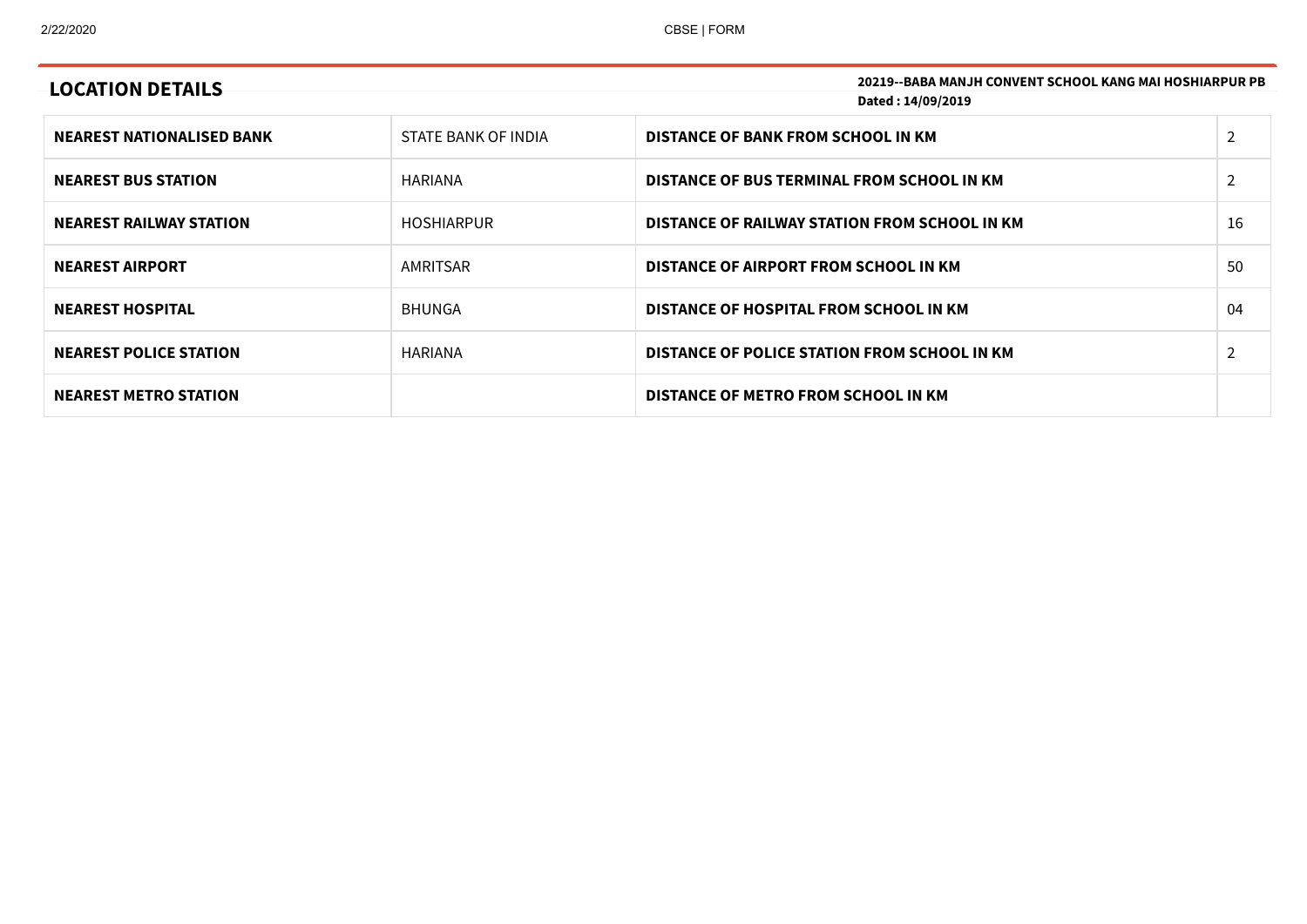## LOCATION DETAILS

**20219--BABA MANJH CONVENT SCHOOL KANG MAI HOSHIARPUR PB**
**Dated : 14/09/2019**

| | | | |
|---|---|---|---|
| **NEAREST NATIONALISED BANK** | STATE BANK OF INDIA | **DISTANCE OF BANK FROM SCHOOL IN KM** | 2 |
| **NEAREST BUS STATION** | HARIANA | **DISTANCE OF BUS TERMINAL FROM SCHOOL IN KM** | 2 |
| **NEAREST RAILWAY STATION** | HOSHIARPUR | **DISTANCE OF RAILWAY STATION FROM SCHOOL IN KM** | 16 |
| **NEAREST AIRPORT** | AMRITSAR | **DISTANCE OF AIRPORT FROM SCHOOL IN KM** | 50 |
| **NEAREST HOSPITAL** | BHUNGA | **DISTANCE OF HOSPITAL FROM SCHOOL IN KM** | 04 |
| **NEAREST POLICE STATION** | HARIANA | **DISTANCE OF POLICE STATION FROM SCHOOL IN KM** | 2 |
| **NEAREST METRO STATION** | | **DISTANCE OF METRO FROM SCHOOL IN KM** | |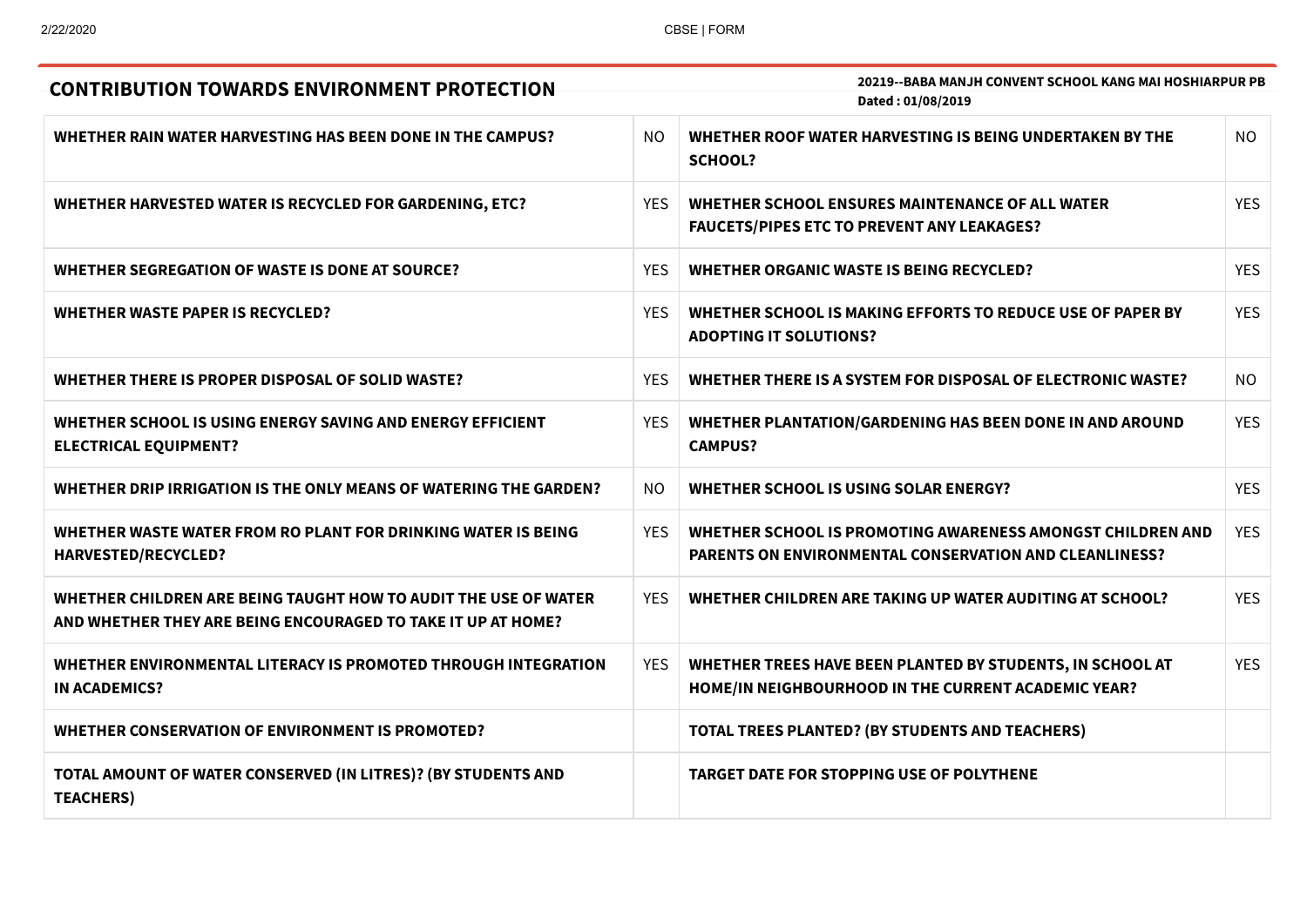## CONTRIBUTION TOWARDS ENVIRONMENT PROTECTION

**20219--BABA MANJH CONVENT SCHOOL KANG MAI HOSHIARPUR PB**
**Dated : 01/08/2019**

| | | | |
|---|---|---|---|
| **WHETHER RAIN WATER HARVESTING HAS BEEN DONE IN THE CAMPUS?** | NO | **WHETHER ROOF WATER HARVESTING IS BEING UNDERTAKEN BY THE SCHOOL?** | NO |
| **WHETHER HARVESTED WATER IS RECYCLED FOR GARDENING, ETC?** | YES | **WHETHER SCHOOL ENSURES MAINTENANCE OF ALL WATER FAUCETS/PIPES ETC TO PREVENT ANY LEAKAGES?** | YES |
| **WHETHER SEGREGATION OF WASTE IS DONE AT SOURCE?** | YES | **WHETHER ORGANIC WASTE IS BEING RECYCLED?** | YES |
| **WHETHER WASTE PAPER IS RECYCLED?** | YES | **WHETHER SCHOOL IS MAKING EFFORTS TO REDUCE USE OF PAPER BY ADOPTING IT SOLUTIONS?** | YES |
| **WHETHER THERE IS PROPER DISPOSAL OF SOLID WASTE?** | YES | **WHETHER THERE IS A SYSTEM FOR DISPOSAL OF ELECTRONIC WASTE?** | NO |
| **WHETHER SCHOOL IS USING ENERGY SAVING AND ENERGY EFFICIENT ELECTRICAL EQUIPMENT?** | YES | **WHETHER PLANTATION/GARDENING HAS BEEN DONE IN AND AROUND CAMPUS?** | YES |
| **WHETHER DRIP IRRIGATION IS THE ONLY MEANS OF WATERING THE GARDEN?** | NO | **WHETHER SCHOOL IS USING SOLAR ENERGY?** | YES |
| **WHETHER WASTE WATER FROM RO PLANT FOR DRINKING WATER IS BEING HARVESTED/RECYCLED?** | YES | **WHETHER SCHOOL IS PROMOTING AWARENESS AMONGST CHILDREN AND PARENTS ON ENVIRONMENTAL CONSERVATION AND CLEANLINESS?** | YES |
| **WHETHER CHILDREN ARE BEING TAUGHT HOW TO AUDIT THE USE OF WATER AND WHETHER THEY ARE BEING ENCOURAGED TO TAKE IT UP AT HOME?** | YES | **WHETHER CHILDREN ARE TAKING UP WATER AUDITING AT SCHOOL?** | YES |
| **WHETHER ENVIRONMENTAL LITERACY IS PROMOTED THROUGH INTEGRATION IN ACADEMICS?** | YES | **WHETHER TREES HAVE BEEN PLANTED BY STUDENTS, IN SCHOOL AT HOME/IN NEIGHBOURHOOD IN THE CURRENT ACADEMIC YEAR?** | YES |
| **WHETHER CONSERVATION OF ENVIRONMENT IS PROMOTED?** | | **TOTAL TREES PLANTED? (BY STUDENTS AND TEACHERS)** | |
| **TOTAL AMOUNT OF WATER CONSERVED (IN LITRES)? (BY STUDENTS AND TEACHERS)** | | **TARGET DATE FOR STOPPING USE OF POLYTHENE** | |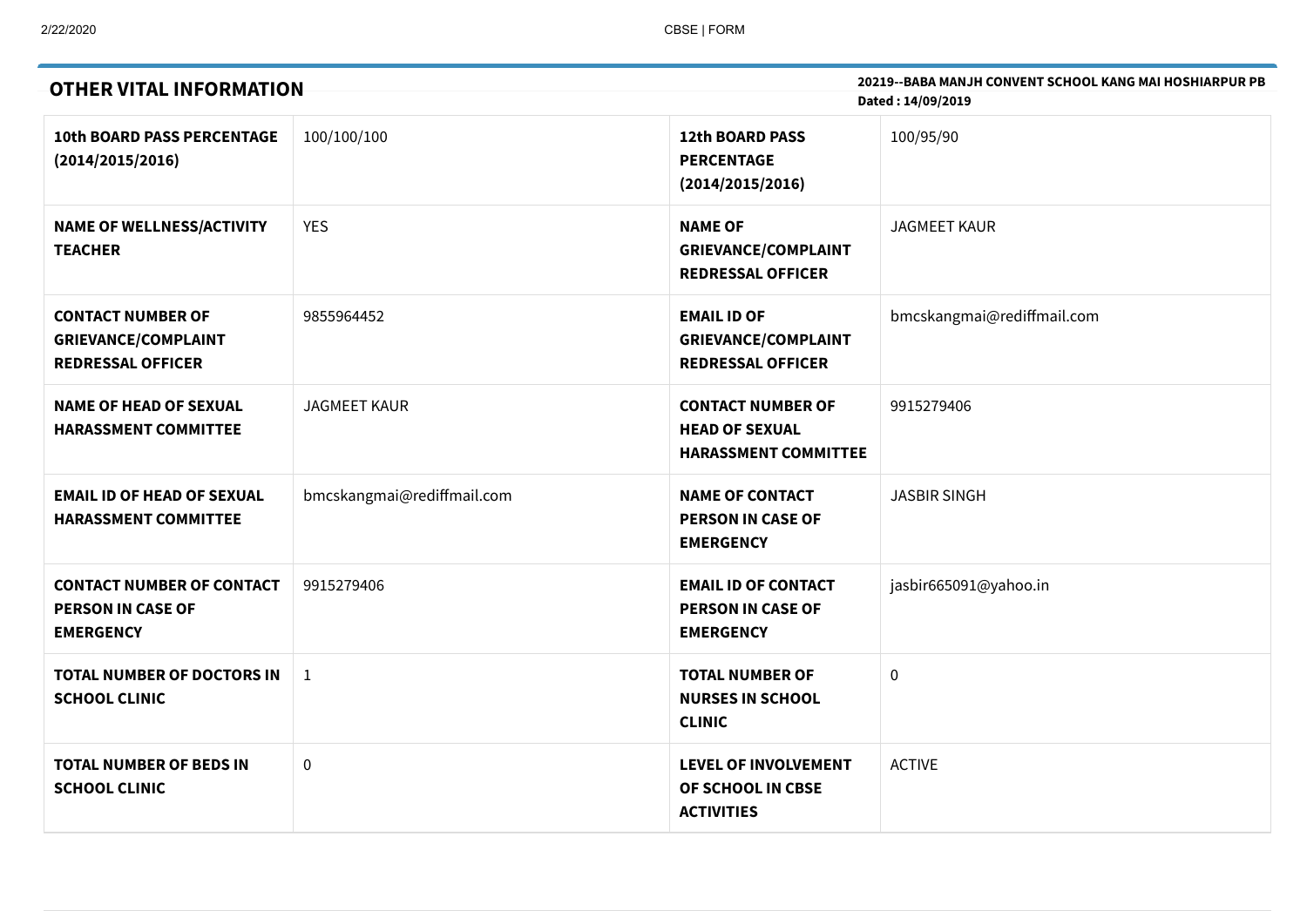## OTHER VITAL INFORMATION

**20219--BABA MANJH CONVENT SCHOOL KANG MAI HOSHIARPUR PB**
**Dated : 14/09/2019**

| | | | |
|---|---|---|---|
| **10th BOARD PASS PERCENTAGE (2014/2015/2016)** | 100/100/100 | **12th BOARD PASS PERCENTAGE (2014/2015/2016)** | 100/95/90 |
| **NAME OF WELLNESS/ACTIVITY TEACHER** | YES | **NAME OF GRIEVANCE/COMPLAINT REDRESSAL OFFICER** | JAGMEET KAUR |
| **CONTACT NUMBER OF GRIEVANCE/COMPLAINT REDRESSAL OFFICER** | 9855964452 | **EMAIL ID OF GRIEVANCE/COMPLAINT REDRESSAL OFFICER** | bmcskangmai@rediffmail.com |
| **NAME OF HEAD OF SEXUAL HARASSMENT COMMITTEE** | JAGMEET KAUR | **CONTACT NUMBER OF HEAD OF SEXUAL HARASSMENT COMMITTEE** | 9915279406 |
| **EMAIL ID OF HEAD OF SEXUAL HARASSMENT COMMITTEE** | bmcskangmai@rediffmail.com | **NAME OF CONTACT PERSON IN CASE OF EMERGENCY** | JASBIR SINGH |
| **CONTACT NUMBER OF CONTACT PERSON IN CASE OF EMERGENCY** | 9915279406 | **EMAIL ID OF CONTACT PERSON IN CASE OF EMERGENCY** | jasbir665091@yahoo.in |
| **TOTAL NUMBER OF DOCTORS IN SCHOOL CLINIC** | 1 | **TOTAL NUMBER OF NURSES IN SCHOOL CLINIC** | 0 |
| **TOTAL NUMBER OF BEDS IN SCHOOL CLINIC** | 0 | **LEVEL OF INVOLVEMENT OF SCHOOL IN CBSE ACTIVITIES** | ACTIVE |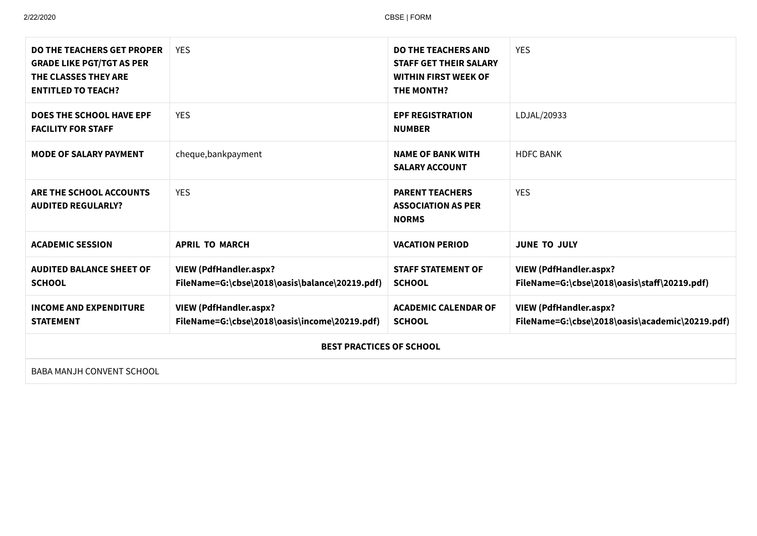| DO THE TEACHERS GET PROPER GRADE LIKE PGT/TGT AS PER THE CLASSES THEY ARE ENTITLED TO TEACH? | YES | DO THE TEACHERS AND STAFF GET THEIR SALARY WITHIN FIRST WEEK OF THE MONTH? | YES |
|---|---|---|---|
| DOES THE SCHOOL HAVE EPF FACILITY FOR STAFF | YES | EPF REGISTRATION NUMBER | LDJAL/20933 |
| MODE OF SALARY PAYMENT | cheque,bankpayment | NAME OF BANK WITH SALARY ACCOUNT | HDFC BANK |
| ARE THE SCHOOL ACCOUNTS AUDITED REGULARLY? | YES | PARENT TEACHERS ASSOCIATION AS PER NORMS | YES |
| ACADEMIC SESSION | **APRIL TO MARCH** | VACATION PERIOD | **JUNE TO JULY** |
| AUDITED BALANCE SHEET OF SCHOOL | **VIEW (PdfHandler.aspx?FileName=G:\cbse\2018\oasis\balance\20219.pdf)** | STAFF STATEMENT OF SCHOOL | **VIEW (PdfHandler.aspx?FileName=G:\cbse\2018\oasis\staff\20219.pdf)** |
| INCOME AND EXPENDITURE STATEMENT | **VIEW (PdfHandler.aspx?FileName=G:\cbse\2018\oasis\income\20219.pdf)** | ACADEMIC CALENDAR OF SCHOOL | **VIEW (PdfHandler.aspx?FileName=G:\cbse\2018\oasis\academic\20219.pdf)** |

**BEST PRACTICES OF SCHOOL**

BABA MANJH CONVENT SCHOOL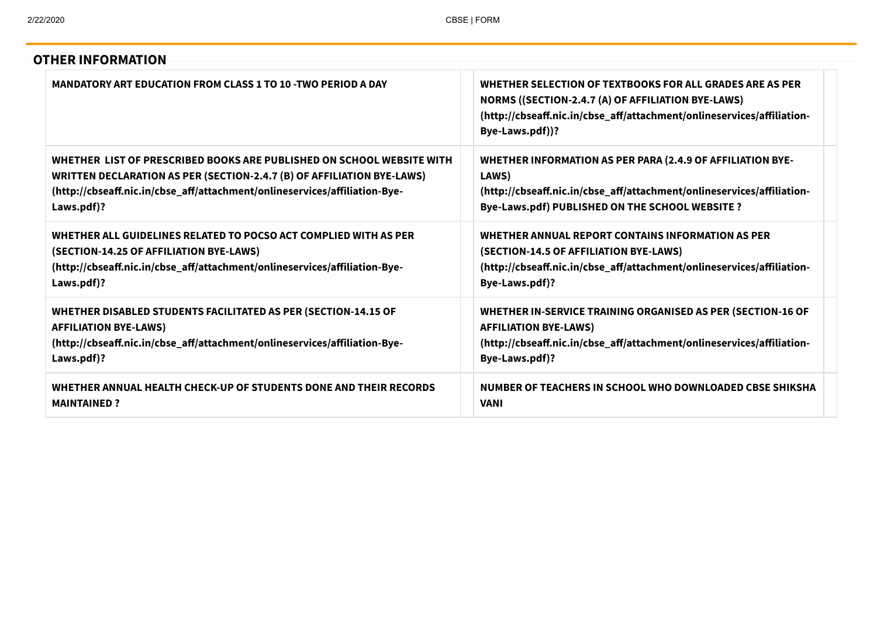## OTHER INFORMATION

| | | | |
|---|---|---|---|
| **MANDATORY ART EDUCATION FROM CLASS 1 TO 10 -TWO PERIOD A DAY** | | **WHETHER SELECTION OF TEXTBOOKS FOR ALL GRADES ARE AS PER NORMS ((SECTION-2.4.7 (A) OF AFFILIATION BYE-LAWS) (http://cbseaff.nic.in/cbse_aff/attachment/onlineservices/affiliation-Bye-Laws.pdf))?** | |
| **WHETHER LIST OF PRESCRIBED BOOKS ARE PUBLISHED ON SCHOOL WEBSITE WITH WRITTEN DECLARATION AS PER (SECTION-2.4.7 (B) OF AFFILIATION BYE-LAWS) (http://cbseaff.nic.in/cbse_aff/attachment/onlineservices/affiliation-Bye-Laws.pdf)?** | | **WHETHER INFORMATION AS PER PARA (2.4.9 OF AFFILIATION BYE-LAWS) (http://cbseaff.nic.in/cbse_aff/attachment/onlineservices/affiliation-Bye-Laws.pdf) PUBLISHED ON THE SCHOOL WEBSITE ?** | |
| **WHETHER ALL GUIDELINES RELATED TO POCSO ACT COMPLIED WITH AS PER (SECTION-14.25 OF AFFILIATION BYE-LAWS) (http://cbseaff.nic.in/cbse_aff/attachment/onlineservices/affiliation-Bye-Laws.pdf)?** | | **WHETHER ANNUAL REPORT CONTAINS INFORMATION AS PER (SECTION-14.5 OF AFFILIATION BYE-LAWS) (http://cbseaff.nic.in/cbse_aff/attachment/onlineservices/affiliation-Bye-Laws.pdf)?** | |
| **WHETHER DISABLED STUDENTS FACILITATED AS PER (SECTION-14.15 OF AFFILIATION BYE-LAWS) (http://cbseaff.nic.in/cbse_aff/attachment/onlineservices/affiliation-Bye-Laws.pdf)?** | | **WHETHER IN-SERVICE TRAINING ORGANISED AS PER (SECTION-16 OF AFFILIATION BYE-LAWS) (http://cbseaff.nic.in/cbse_aff/attachment/onlineservices/affiliation-Bye-Laws.pdf)?** | |
| **WHETHER ANNUAL HEALTH CHECK-UP OF STUDENTS DONE AND THEIR RECORDS MAINTAINED ?** | | **NUMBER OF TEACHERS IN SCHOOL WHO DOWNLOADED CBSE SHIKSHA VANI** | |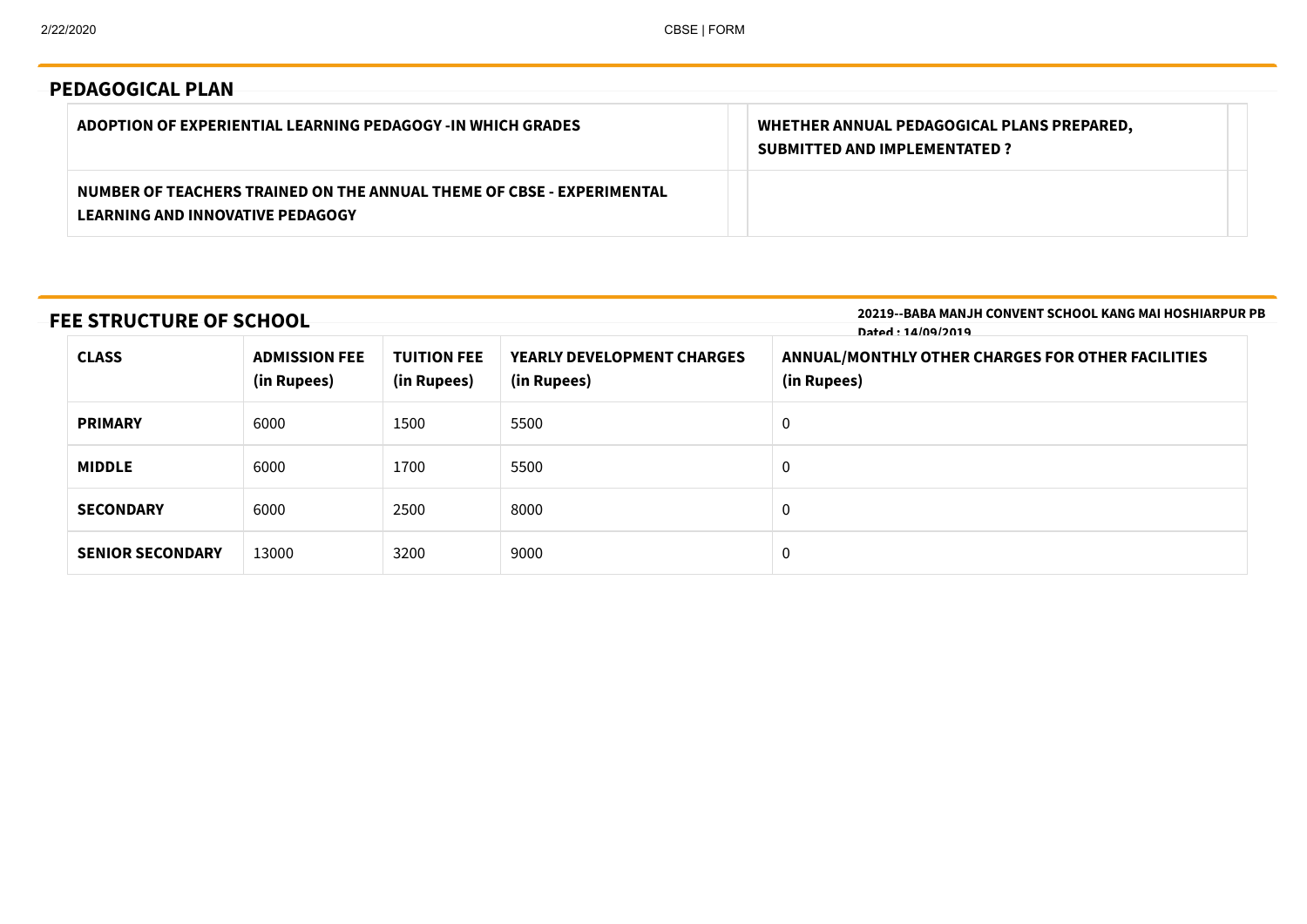## PEDAGOGICAL PLAN

| ADOPTION OF EXPERIENTIAL LEARNING PEDAGOGY -IN WHICH GRADES | | WHETHER ANNUAL PEDAGOGICAL PLANS PREPARED, SUBMITTED AND IMPLEMENTATED ? | |
|---|---|---|---|
| NUMBER OF TEACHERS TRAINED ON THE ANNUAL THEME OF CBSE - EXPERIMENTAL LEARNING AND INNOVATIVE PEDAGOGY | | | |

## FEE STRUCTURE OF SCHOOL

**20219--BABA MANJH CONVENT SCHOOL KANG MAI HOSHIARPUR PB**
**Dated : 14/09/2019**

| CLASS | ADMISSION FEE (in Rupees) | TUITION FEE (in Rupees) | YEARLY DEVELOPMENT CHARGES (in Rupees) | ANNUAL/MONTHLY OTHER CHARGES FOR OTHER FACILITIES (in Rupees) |
|---|---|---|---|---|
| **PRIMARY** | 6000 | 1500 | 5500 | 0 |
| **MIDDLE** | 6000 | 1700 | 5500 | 0 |
| **SECONDARY** | 6000 | 2500 | 8000 | 0 |
| **SENIOR SECONDARY** | 13000 | 3200 | 9000 | 0 |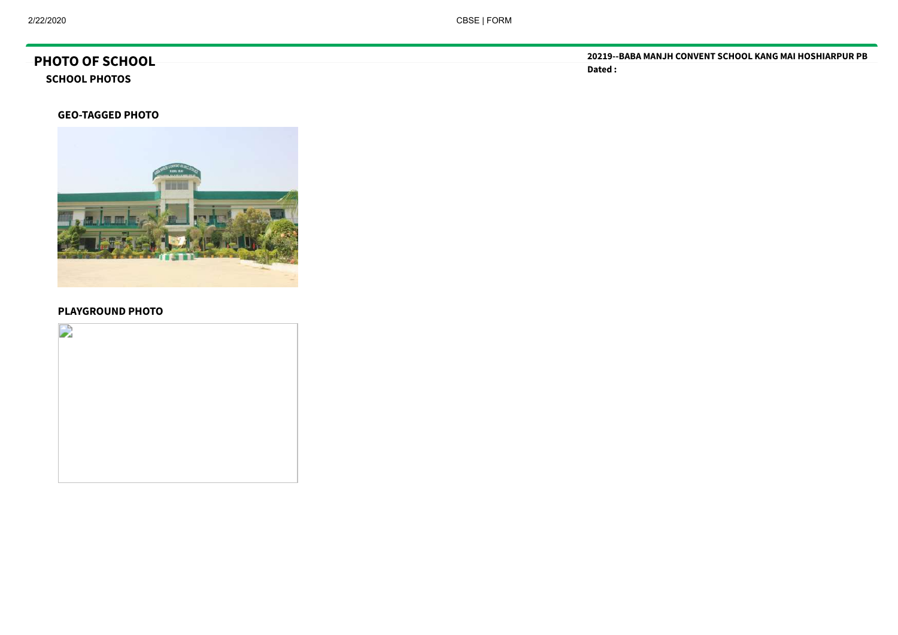# PHOTO OF SCHOOL

**20219--BABA MANJH CONVENT SCHOOL KANG MAI HOSHIARPUR PB**

**Dated :**

## SCHOOL PHOTOS

### GEO-TAGGED PHOTO

### PLAYGROUND PHOTO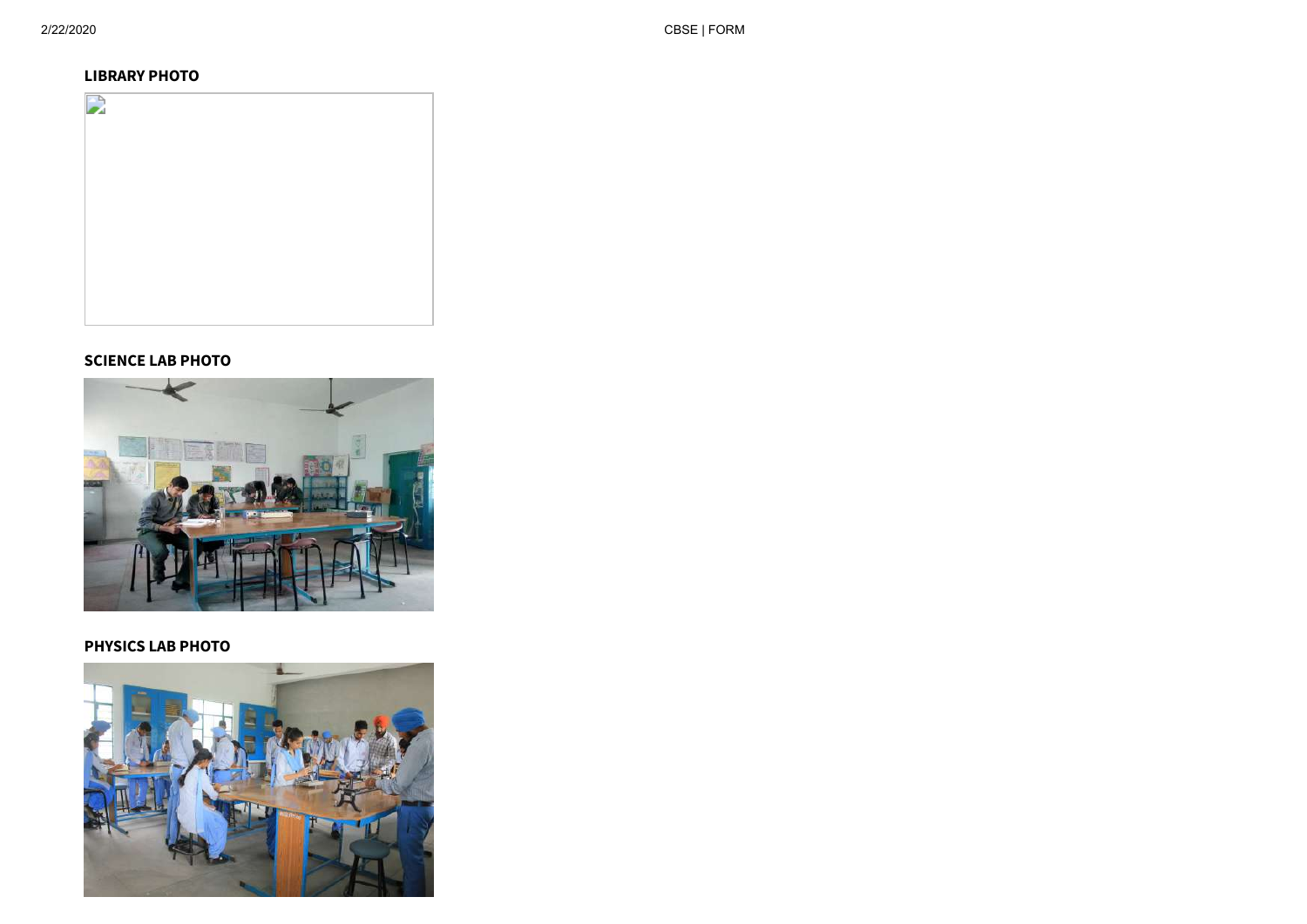**LIBRARY PHOTO**

**SCIENCE LAB PHOTO**

**PHYSICS LAB PHOTO**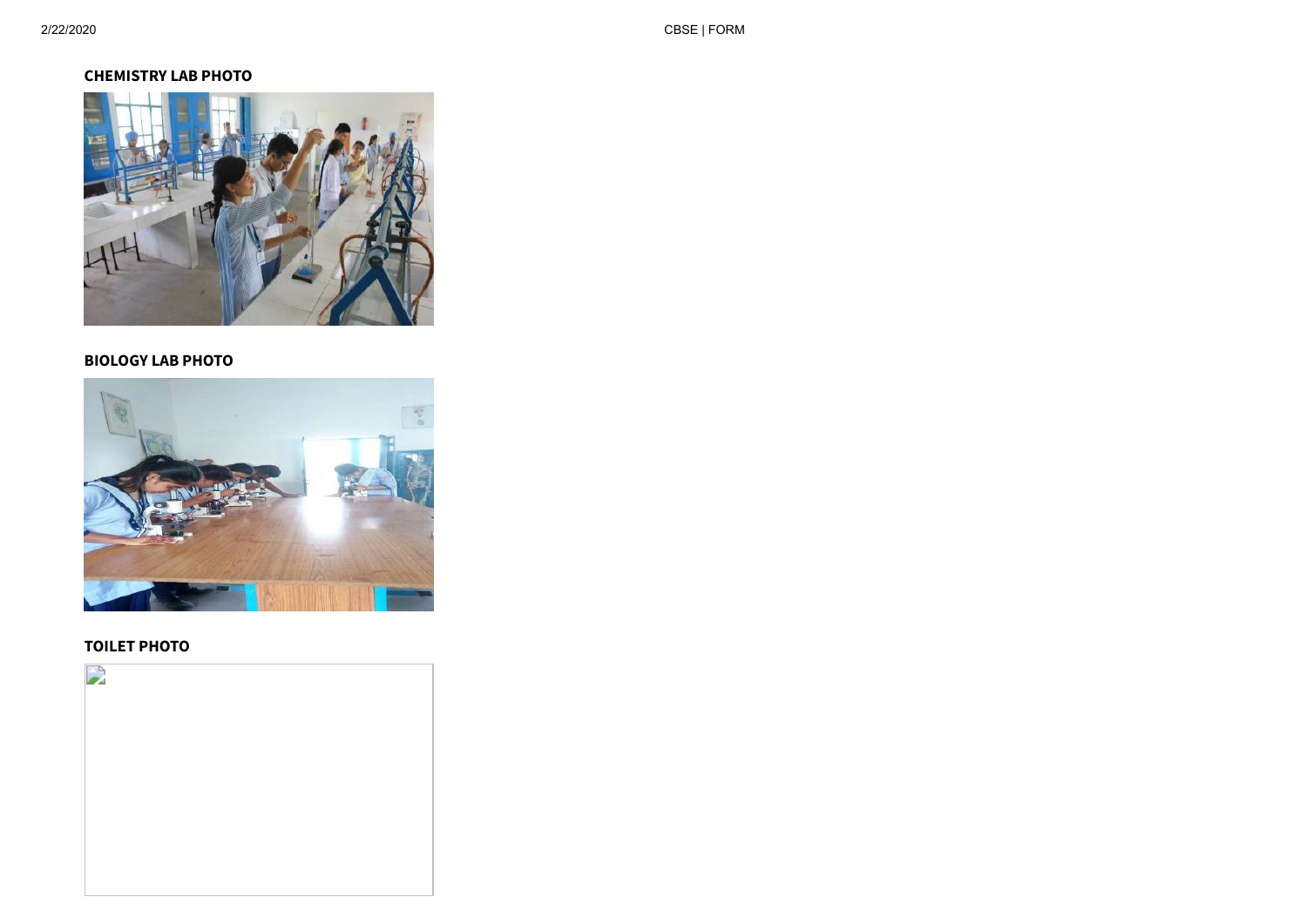**CHEMISTRY LAB PHOTO**

**BIOLOGY LAB PHOTO**

**TOILET PHOTO**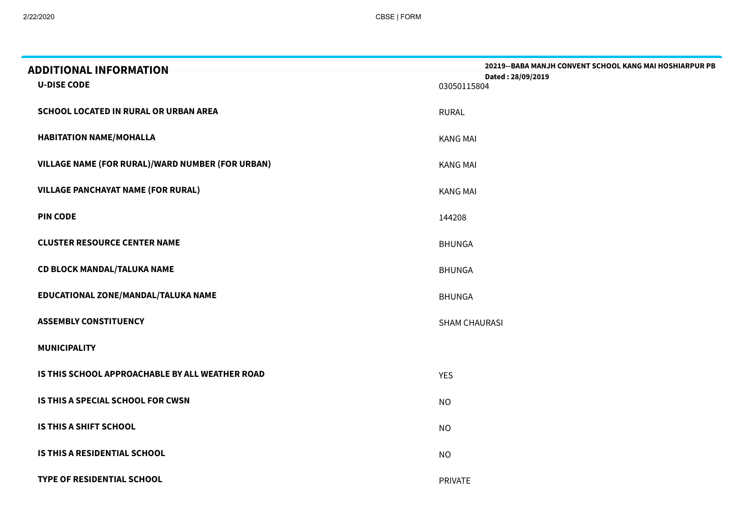## ADDITIONAL INFORMATION

**20219--BABA MANJH CONVENT SCHOOL KANG MAI HOSHIARPUR PB**
**Dated : 28/09/2019**

| | |
|---|---|
| **U-DISE CODE** | 03050115804 |
| **SCHOOL LOCATED IN RURAL OR URBAN AREA** | RURAL |
| **HABITATION NAME/MOHALLA** | KANG MAI |
| **VILLAGE NAME (FOR RURAL)/WARD NUMBER (FOR URBAN)** | KANG MAI |
| **VILLAGE PANCHAYAT NAME (FOR RURAL)** | KANG MAI |
| **PIN CODE** | 144208 |
| **CLUSTER RESOURCE CENTER NAME** | BHUNGA |
| **CD BLOCK MANDAL/TALUKA NAME** | BHUNGA |
| **EDUCATIONAL ZONE/MANDAL/TALUKA NAME** | BHUNGA |
| **ASSEMBLY CONSTITUENCY** | SHAM CHAURASI |
| **MUNICIPALITY** | |
| **IS THIS SCHOOL APPROACHABLE BY ALL WEATHER ROAD** | YES |
| **IS THIS A SPECIAL SCHOOL FOR CWSN** | NO |
| **IS THIS A SHIFT SCHOOL** | NO |
| **IS THIS A RESIDENTIAL SCHOOL** | NO |
| **TYPE OF RESIDENTIAL SCHOOL** | PRIVATE |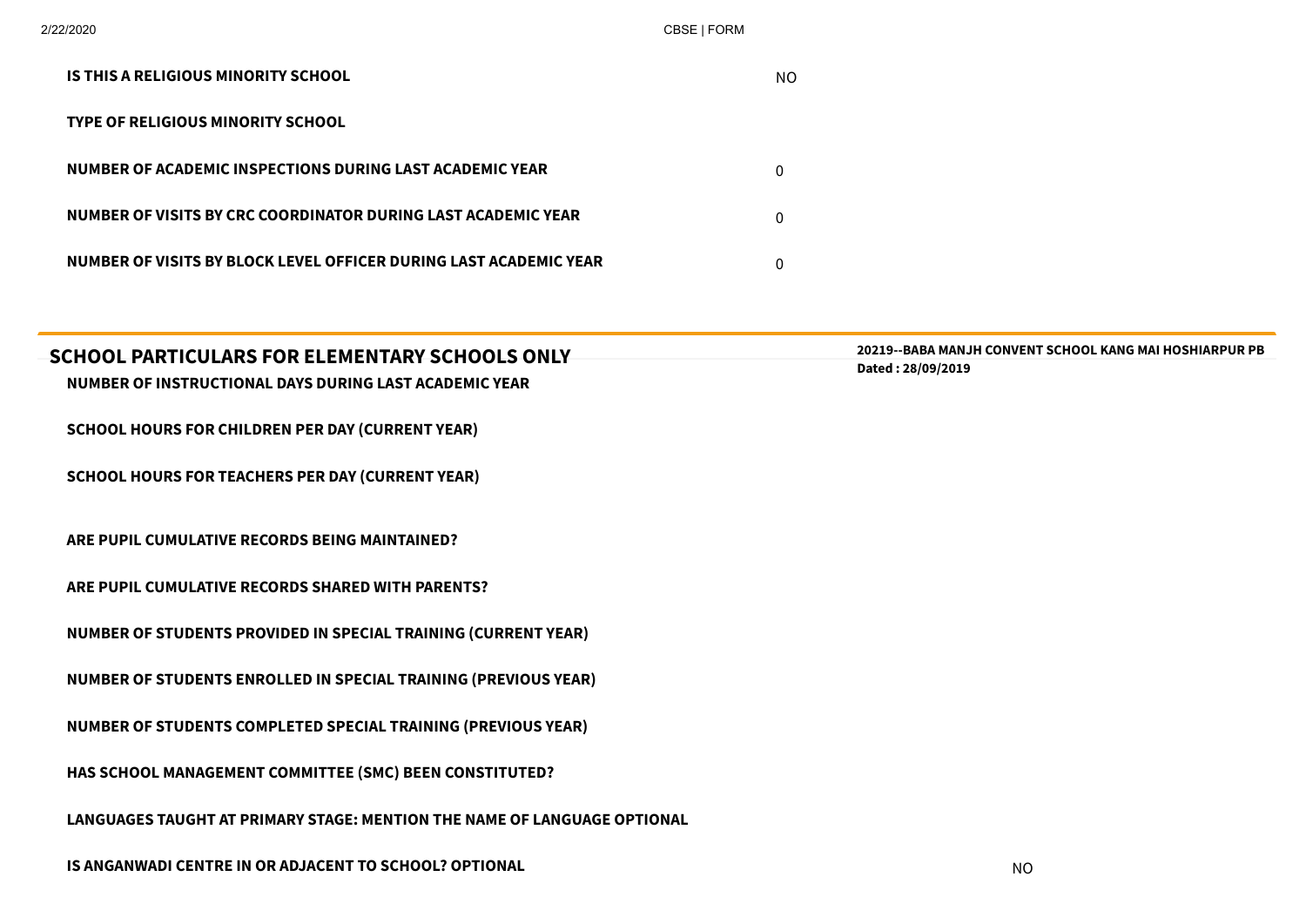| | |
|---|---|
| **IS THIS A RELIGIOUS MINORITY SCHOOL** | NO |
| **TYPE OF RELIGIOUS MINORITY SCHOOL** | |
| **NUMBER OF ACADEMIC INSPECTIONS DURING LAST ACADEMIC YEAR** | 0 |
| **NUMBER OF VISITS BY CRC COORDINATOR DURING LAST ACADEMIC YEAR** | 0 |
| **NUMBER OF VISITS BY BLOCK LEVEL OFFICER DURING LAST ACADEMIC YEAR** | 0 |

## SCHOOL PARTICULARS FOR ELEMENTARY SCHOOLS ONLY

**20219--BABA MANJH CONVENT SCHOOL KANG MAI HOSHIARPUR PB**
**Dated : 28/09/2019**

| | |
|---|---|
| **NUMBER OF INSTRUCTIONAL DAYS DURING LAST ACADEMIC YEAR** | |
| **SCHOOL HOURS FOR CHILDREN PER DAY (CURRENT YEAR)** | |
| **SCHOOL HOURS FOR TEACHERS PER DAY (CURRENT YEAR)** | |
| **ARE PUPIL CUMULATIVE RECORDS BEING MAINTAINED?** | |
| **ARE PUPIL CUMULATIVE RECORDS SHARED WITH PARENTS?** | |
| **NUMBER OF STUDENTS PROVIDED IN SPECIAL TRAINING (CURRENT YEAR)** | |
| **NUMBER OF STUDENTS ENROLLED IN SPECIAL TRAINING (PREVIOUS YEAR)** | |
| **NUMBER OF STUDENTS COMPLETED SPECIAL TRAINING (PREVIOUS YEAR)** | |
| **HAS SCHOOL MANAGEMENT COMMITTEE (SMC) BEEN CONSTITUTED?** | |
| **LANGUAGES TAUGHT AT PRIMARY STAGE: MENTION THE NAME OF LANGUAGE OPTIONAL** | |
| **IS ANGANWADI CENTRE IN OR ADJACENT TO SCHOOL? OPTIONAL** | NO |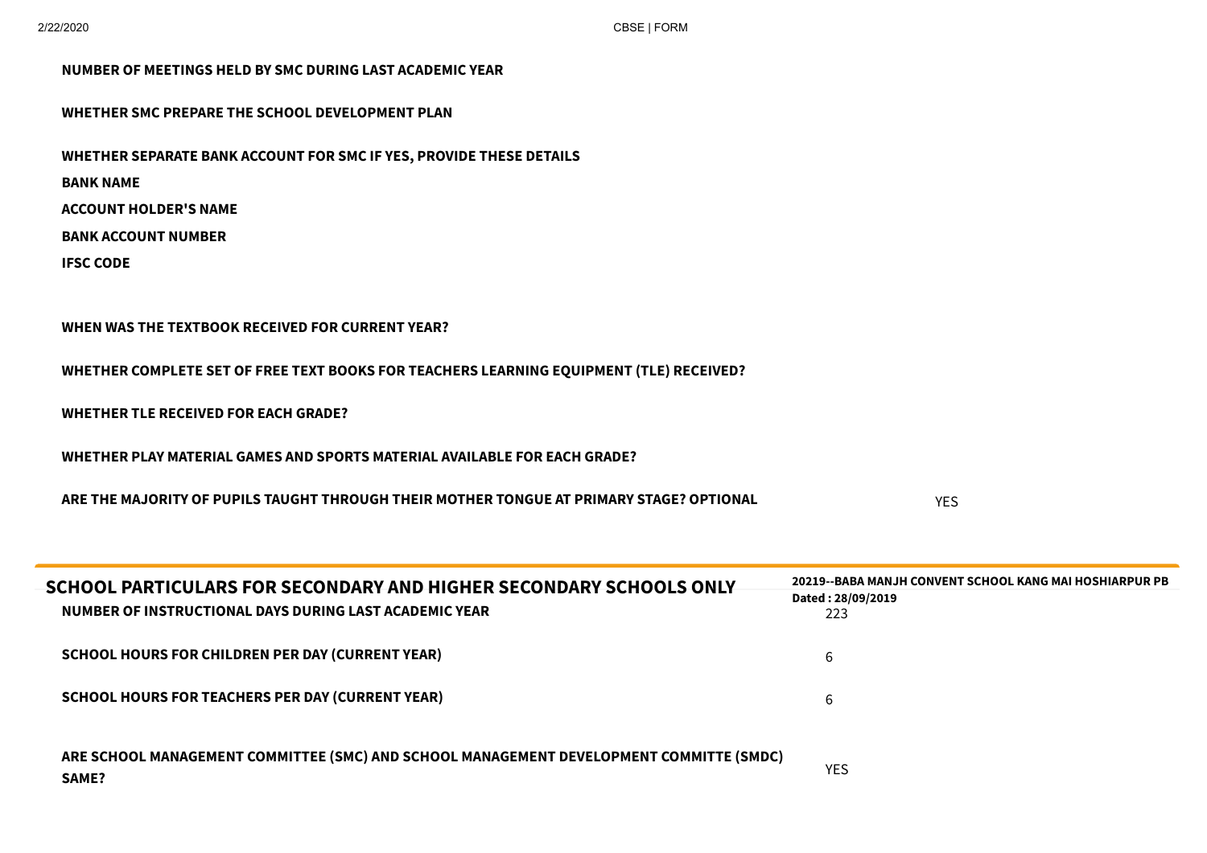| | |
|---|---|
| **NUMBER OF MEETINGS HELD BY SMC DURING LAST ACADEMIC YEAR** | |
| **WHETHER SMC PREPARE THE SCHOOL DEVELOPMENT PLAN** | |
| **WHETHER SEPARATE BANK ACCOUNT FOR SMC IF YES, PROVIDE THESE DETAILS** | |
| **BANK NAME** | |
| **ACCOUNT HOLDER'S NAME** | |
| **BANK ACCOUNT NUMBER** | |
| **IFSC CODE** | |
| **WHEN WAS THE TEXTBOOK RECEIVED FOR CURRENT YEAR?** | |
| **WHETHER COMPLETE SET OF FREE TEXT BOOKS FOR TEACHERS LEARNING EQUIPMENT (TLE) RECEIVED?** | |
| **WHETHER TLE RECEIVED FOR EACH GRADE?** | |
| **WHETHER PLAY MATERIAL GAMES AND SPORTS MATERIAL AVAILABLE FOR EACH GRADE?** | |
| **ARE THE MAJORITY OF PUPILS TAUGHT THROUGH THEIR MOTHER TONGUE AT PRIMARY STAGE? OPTIONAL** | YES |

## SCHOOL PARTICULARS FOR SECONDARY AND HIGHER SECONDARY SCHOOLS ONLY

**20219--BABA MANJH CONVENT SCHOOL KANG MAI HOSHIARPUR PB**
**Dated : 28/09/2019**

| | |
|---|---|
| **NUMBER OF INSTRUCTIONAL DAYS DURING LAST ACADEMIC YEAR** | 223 |
| **SCHOOL HOURS FOR CHILDREN PER DAY (CURRENT YEAR)** | 6 |
| **SCHOOL HOURS FOR TEACHERS PER DAY (CURRENT YEAR)** | 6 |
| **ARE SCHOOL MANAGEMENT COMMITTEE (SMC) AND SCHOOL MANAGEMENT DEVELOPMENT COMMITTE (SMDC) SAME?** | YES |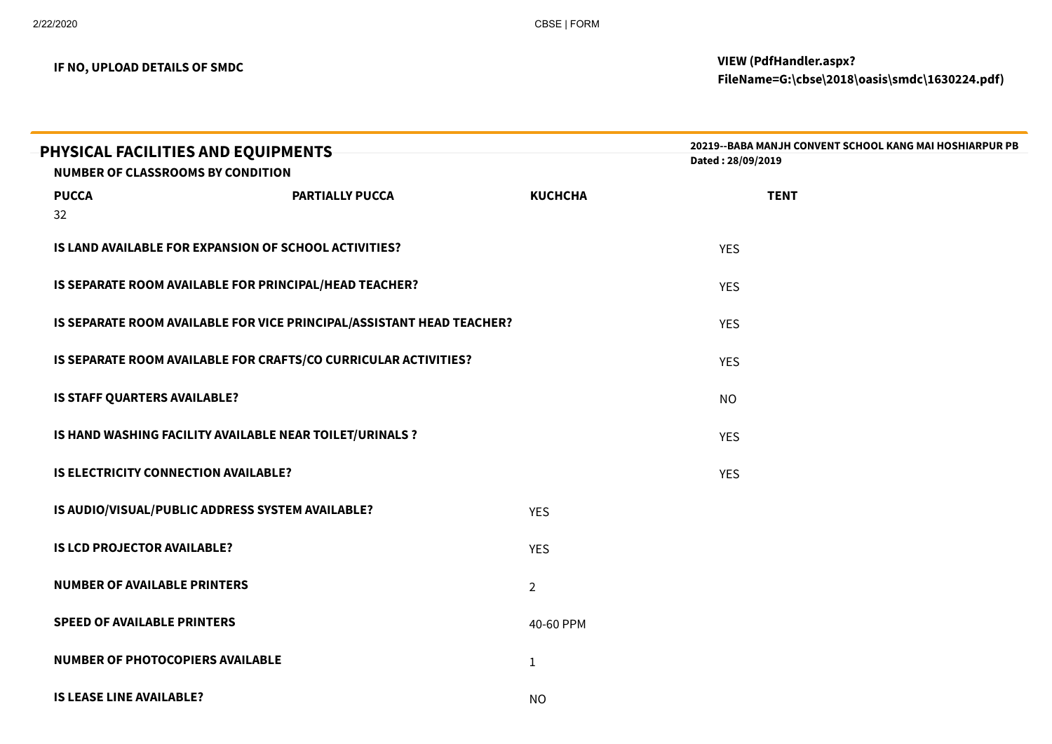**IF NO, UPLOAD DETAILS OF SMDC** — **VIEW (PdfHandler.aspx?FileName=G:\cbse\2018\oasis\smdc\1630224.pdf)**

## PHYSICAL FACILITIES AND EQUIPMENTS

**20219--BABA MANJH CONVENT SCHOOL KANG MAI HOSHIARPUR PB**
**Dated : 28/09/2019**

**NUMBER OF CLASSROOMS BY CONDITION**

| PUCCA | PARTIALLY PUCCA | KUCHCHA | TENT |
|---|---|---|---|
| 32 | | | |

| | |
|---|---|
| **IS LAND AVAILABLE FOR EXPANSION OF SCHOOL ACTIVITIES?** | YES |
| **IS SEPARATE ROOM AVAILABLE FOR PRINCIPAL/HEAD TEACHER?** | YES |
| **IS SEPARATE ROOM AVAILABLE FOR VICE PRINCIPAL/ASSISTANT HEAD TEACHER?** | YES |
| **IS SEPARATE ROOM AVAILABLE FOR CRAFTS/CO CURRICULAR ACTIVITIES?** | YES |
| **IS STAFF QUARTERS AVAILABLE?** | NO |
| **IS HAND WASHING FACILITY AVAILABLE NEAR TOILET/URINALS ?** | YES |
| **IS ELECTRICITY CONNECTION AVAILABLE?** | YES |
| **IS AUDIO/VISUAL/PUBLIC ADDRESS SYSTEM AVAILABLE?** | YES |
| **IS LCD PROJECTOR AVAILABLE?** | YES |
| **NUMBER OF AVAILABLE PRINTERS** | 2 |
| **SPEED OF AVAILABLE PRINTERS** | 40-60 PPM |
| **NUMBER OF PHOTOCOPIERS AVAILABLE** | 1 |
| **IS LEASE LINE AVAILABLE?** | NO |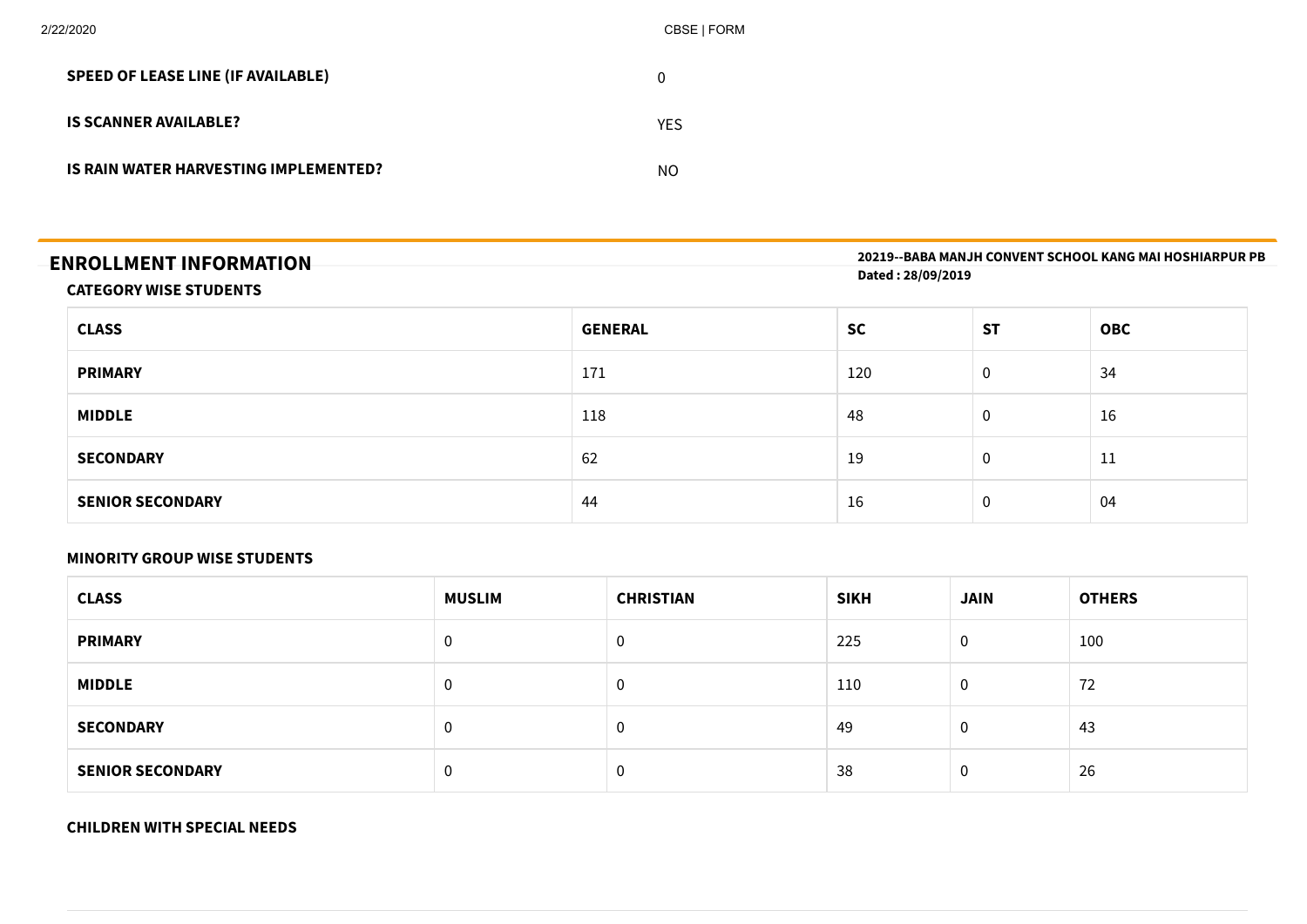| | |
|---|---|
| **SPEED OF LEASE LINE (IF AVAILABLE)** | 0 |
| **IS SCANNER AVAILABLE?** | YES |
| **IS RAIN WATER HARVESTING IMPLEMENTED?** | NO |

## ENROLLMENT INFORMATION

**20219--BABA MANJH CONVENT SCHOOL KANG MAI HOSHIARPUR PB**
**Dated : 28/09/2019**

### CATEGORY WISE STUDENTS

| CLASS | GENERAL | SC | ST | OBC |
|---|---|---|---|---|
| **PRIMARY** | 171 | 120 | 0 | 34 |
| **MIDDLE** | 118 | 48 | 0 | 16 |
| **SECONDARY** | 62 | 19 | 0 | 11 |
| **SENIOR SECONDARY** | 44 | 16 | 0 | 04 |

### MINORITY GROUP WISE STUDENTS

| CLASS | MUSLIM | CHRISTIAN | SIKH | JAIN | OTHERS |
|---|---|---|---|---|---|
| **PRIMARY** | 0 | 0 | 225 | 0 | 100 |
| **MIDDLE** | 0 | 0 | 110 | 0 | 72 |
| **SECONDARY** | 0 | 0 | 49 | 0 | 43 |
| **SENIOR SECONDARY** | 0 | 0 | 38 | 0 | 26 |

### CHILDREN WITH SPECIAL NEEDS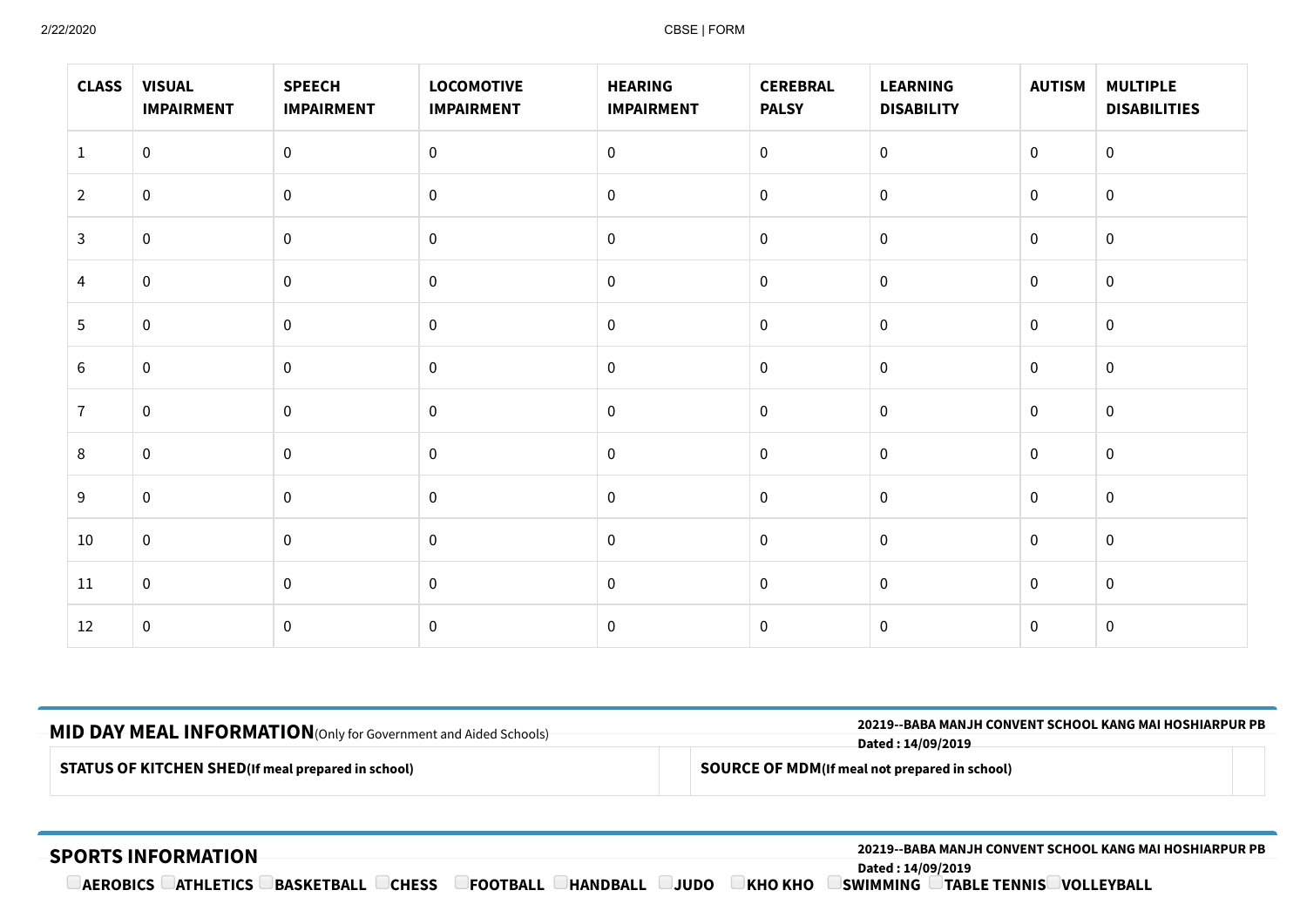| CLASS | VISUAL IMPAIRMENT | SPEECH IMPAIRMENT | LOCOMOTIVE IMPAIRMENT | HEARING IMPAIRMENT | CEREBRAL PALSY | LEARNING DISABILITY | AUTISM | MULTIPLE DISABILITIES |
|---|---|---|---|---|---|---|---|---|
| 1 | 0 | 0 | 0 | 0 | 0 | 0 | 0 | 0 |
| 2 | 0 | 0 | 0 | 0 | 0 | 0 | 0 | 0 |
| 3 | 0 | 0 | 0 | 0 | 0 | 0 | 0 | 0 |
| 4 | 0 | 0 | 0 | 0 | 0 | 0 | 0 | 0 |
| 5 | 0 | 0 | 0 | 0 | 0 | 0 | 0 | 0 |
| 6 | 0 | 0 | 0 | 0 | 0 | 0 | 0 | 0 |
| 7 | 0 | 0 | 0 | 0 | 0 | 0 | 0 | 0 |
| 8 | 0 | 0 | 0 | 0 | 0 | 0 | 0 | 0 |
| 9 | 0 | 0 | 0 | 0 | 0 | 0 | 0 | 0 |
| 10 | 0 | 0 | 0 | 0 | 0 | 0 | 0 | 0 |
| 11 | 0 | 0 | 0 | 0 | 0 | 0 | 0 | 0 |
| 12 | 0 | 0 | 0 | 0 | 0 | 0 | 0 | 0 |

## MID DAY MEAL INFORMATION (Only for Government and Aided Schools)

**20219--BABA MANJH CONVENT SCHOOL KANG MAI HOSHIARPUR PB**
**Dated : 14/09/2019**

| STATUS OF KITCHEN SHED(If meal prepared in school) | | SOURCE OF MDM(If meal not prepared in school) | |
|---|---|---|---|

## SPORTS INFORMATION

**20219--BABA MANJH CONVENT SCHOOL KANG MAI HOSHIARPUR PB**
**Dated : 14/09/2019**

☐ AEROBICS ☐ ATHLETICS ☐ BASKETBALL ☐ CHESS ☐ FOOTBALL ☐ HANDBALL ☐ JUDO ☐ KHO KHO ☐ SWIMMING ☐ TABLE TENNIS ☐ VOLLEYBALL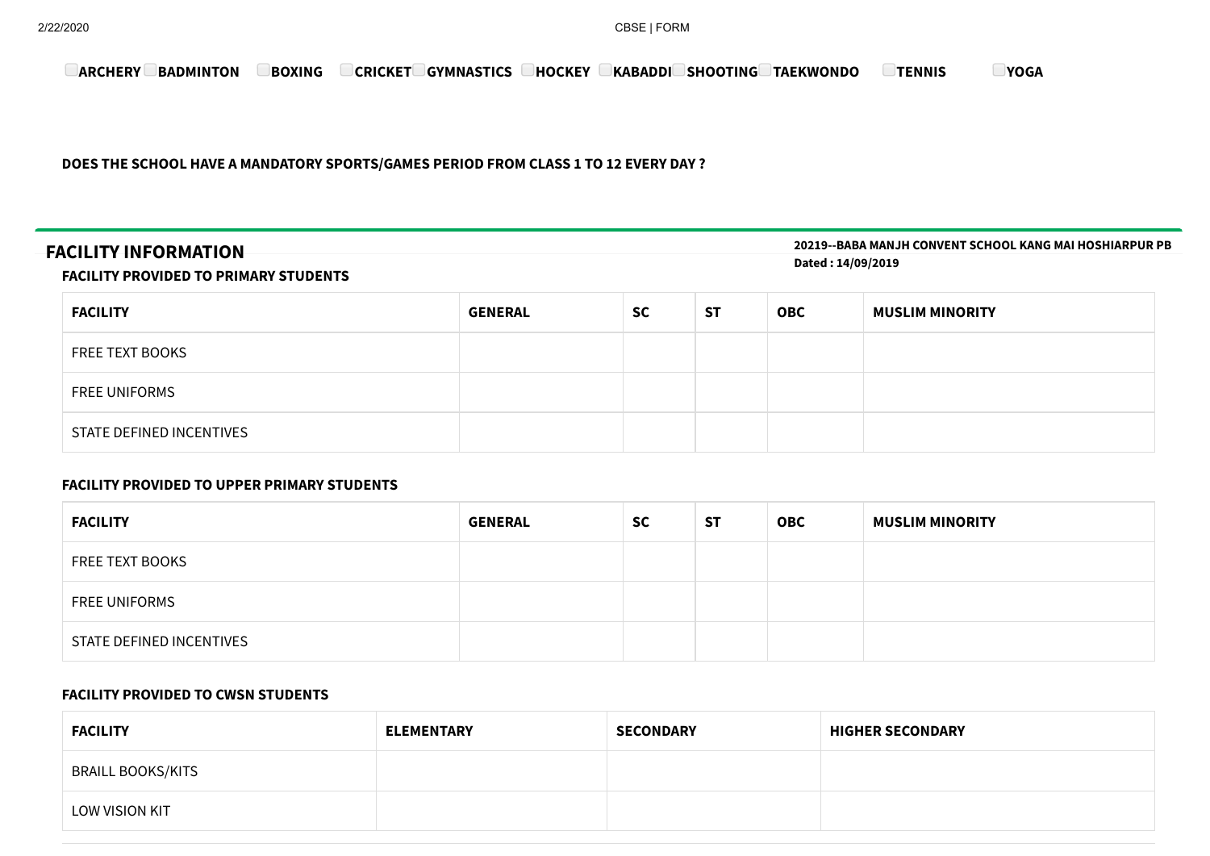☐ARCHERY ☐BADMINTON ☐BOXING ☐CRICKET ☐GYMNASTICS ☐HOCKEY ☐KABADDI ☐SHOOTING ☐TAEKWONDO ☐TENNIS ☐YOGA

**DOES THE SCHOOL HAVE A MANDATORY SPORTS/GAMES PERIOD FROM CLASS 1 TO 12 EVERY DAY ?**

## FACILITY INFORMATION

**20219--BABA MANJH CONVENT SCHOOL KANG MAI HOSHIARPUR PB**
**Dated : 14/09/2019**

### FACILITY PROVIDED TO PRIMARY STUDENTS

| FACILITY | GENERAL | SC | ST | OBC | MUSLIM MINORITY |
|---|---|---|---|---|---|
| FREE TEXT BOOKS | | | | | |
| FREE UNIFORMS | | | | | |
| STATE DEFINED INCENTIVES | | | | | |

### FACILITY PROVIDED TO UPPER PRIMARY STUDENTS

| FACILITY | GENERAL | SC | ST | OBC | MUSLIM MINORITY |
|---|---|---|---|---|---|
| FREE TEXT BOOKS | | | | | |
| FREE UNIFORMS | | | | | |
| STATE DEFINED INCENTIVES | | | | | |

### FACILITY PROVIDED TO CWSN STUDENTS

| FACILITY | ELEMENTARY | SECONDARY | HIGHER SECONDARY |
|---|---|---|---|
| BRAILL BOOKS/KITS | | | |
| LOW VISION KIT | | | |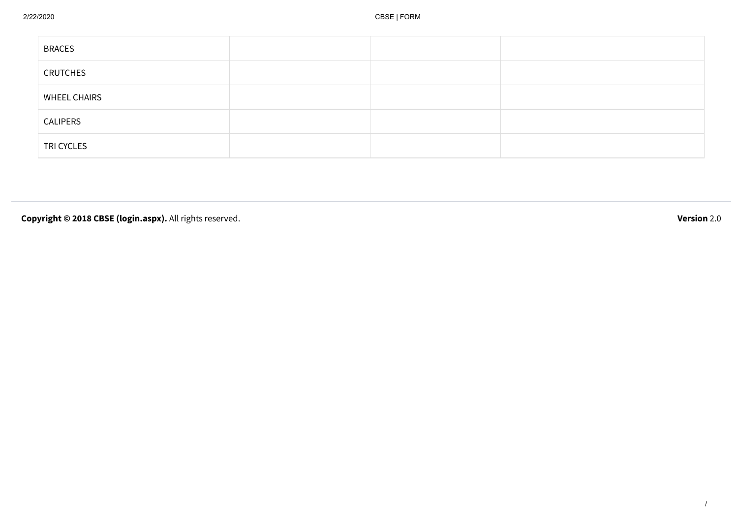| | | | |
|---|---|---|---|
| BRACES | | | |
| CRUTCHES | | | |
| WHEEL CHAIRS | | | |
| CALIPERS | | | |
| TRI CYCLES | | | |

**Copyright © 2018 CBSE (login.aspx).** All rights reserved.

**Version** 2.0